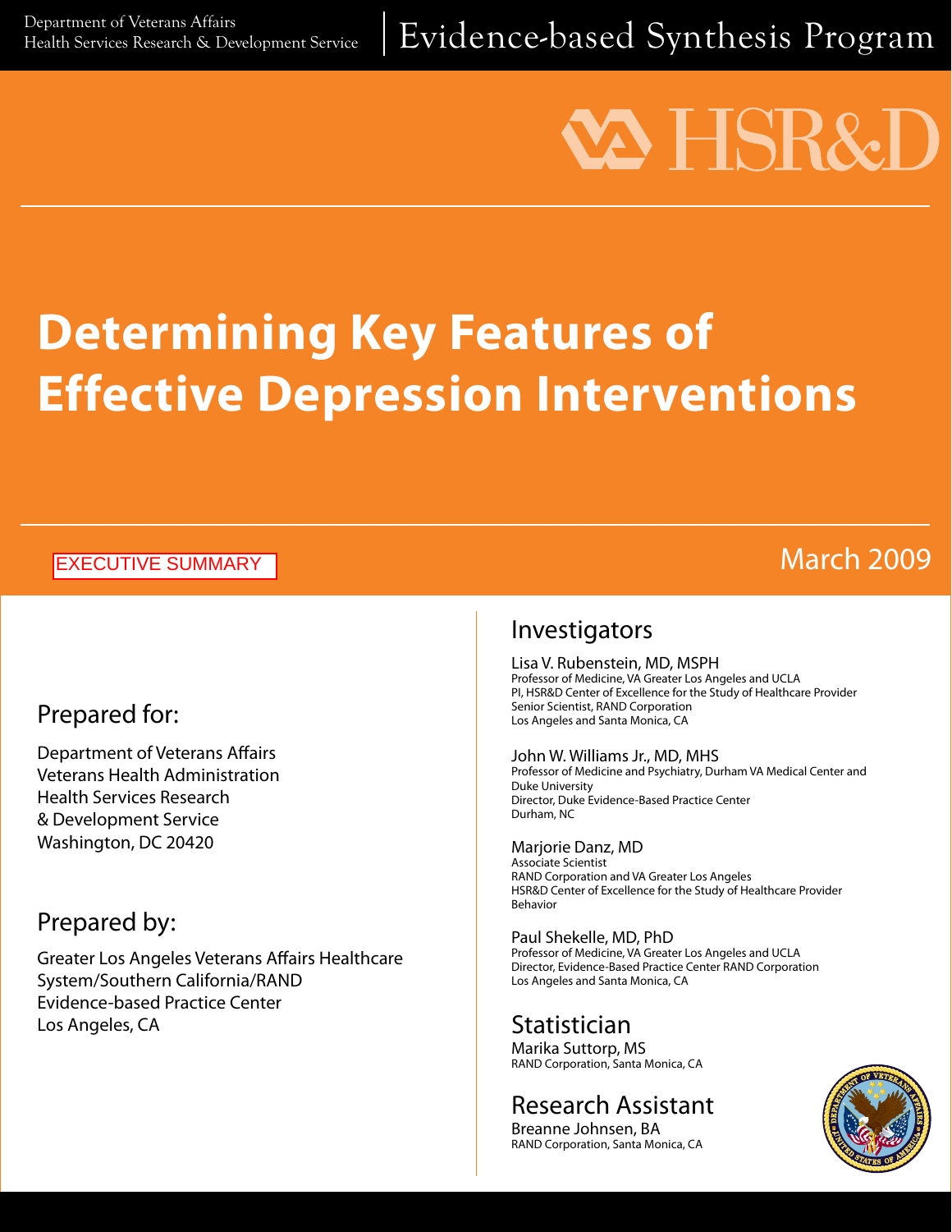Department of Veterans Affairs
Health Services Research & Development Service

Evidence-based Synthesis Program

# Determining Key Features of Effective Depression Interventions

EXECUTIVE SUMMARY

March 2009

## Prepared for:

Department of Veterans Affairs
Veterans Health Administration
Health Services Research
& Development Service
Washington, DC 20420

## Prepared by:

Greater Los Angeles Veterans Affairs Healthcare System/Southern California/RAND Evidence-based Practice Center
Los Angeles, CA

## Investigators

Lisa V. Rubenstein, MD, MSPH
Professor of Medicine, VA Greater Los Angeles and UCLA
PI, HSR&D Center of Excellence for the Study of Healthcare Provider
Senior Scientist, RAND Corporation
Los Angeles and Santa Monica, CA

John W. Williams Jr., MD, MHS
Professor of Medicine and Psychiatry, Durham VA Medical Center and Duke University
Director, Duke Evidence-Based Practice Center
Durham, NC

Marjorie Danz, MD
Associate Scientist
RAND Corporation and VA Greater Los Angeles
HSR&D Center of Excellence for the Study of Healthcare Provider Behavior

Paul Shekelle, MD, PhD
Professor of Medicine, VA Greater Los Angeles and UCLA
Director, Evidence-Based Practice Center RAND Corporation
Los Angeles and Santa Monica, CA

## Statistician

Marika Suttorp, MS
RAND Corporation, Santa Monica, CA

## Research Assistant

Breanne Johnsen, BA
RAND Corporation, Santa Monica, CA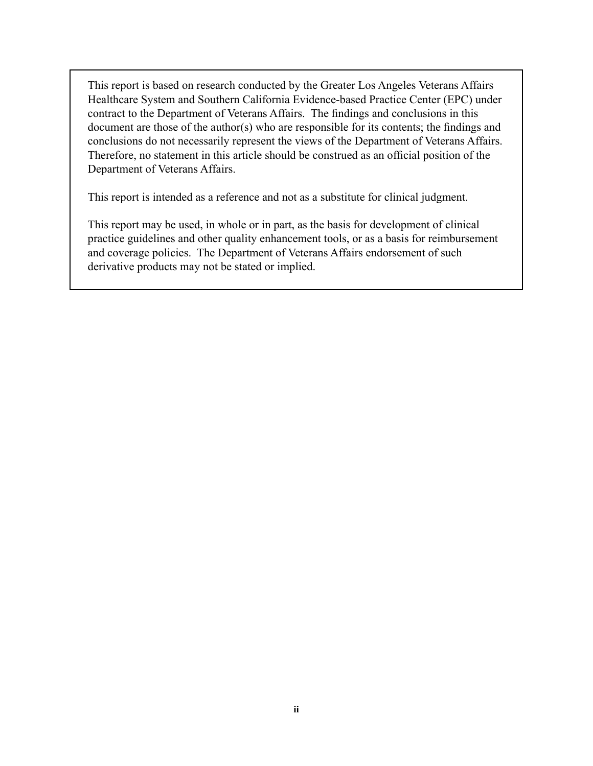This report is based on research conducted by the Greater Los Angeles Veterans Affairs Healthcare System and Southern California Evidence-based Practice Center (EPC) under contract to the Department of Veterans Affairs. The findings and conclusions in this document are those of the author(s) who are responsible for its contents; the findings and conclusions do not necessarily represent the views of the Department of Veterans Affairs. Therefore, no statement in this article should be construed as an official position of the Department of Veterans Affairs.

This report is intended as a reference and not as a substitute for clinical judgment.

This report may be used, in whole or in part, as the basis for development of clinical practice guidelines and other quality enhancement tools, or as a basis for reimbursement and coverage policies. The Department of Veterans Affairs endorsement of such derivative products may not be stated or implied.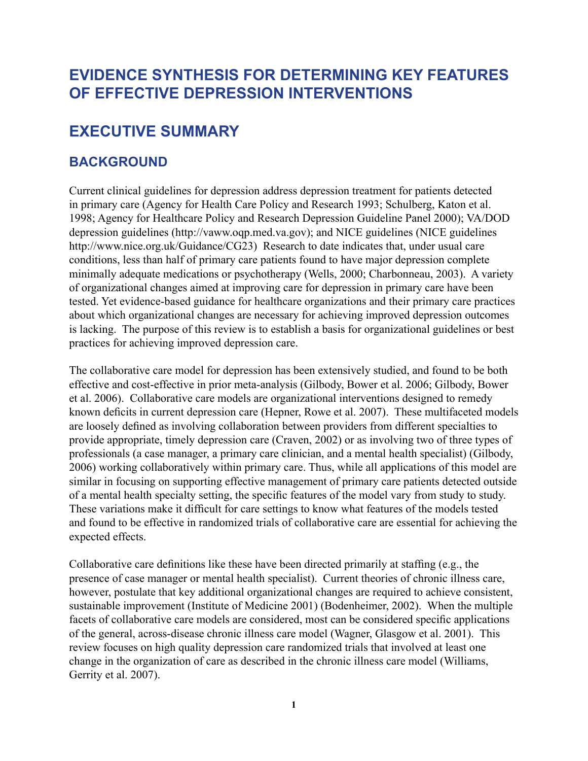# EVIDENCE SYNTHESIS FOR DETERMINING KEY FEATURES OF EFFECTIVE DEPRESSION INTERVENTIONS

## EXECUTIVE SUMMARY

### BACKGROUND

Current clinical guidelines for depression address depression treatment for patients detected in primary care (Agency for Health Care Policy and Research 1993; Schulberg, Katon et al. 1998; Agency for Healthcare Policy and Research Depression Guideline Panel 2000); VA/DOD depression guidelines (http://vaww.oqp.med.va.gov); and NICE guidelines (NICE guidelines http://www.nice.org.uk/Guidance/CG23) Research to date indicates that, under usual care conditions, less than half of primary care patients found to have major depression complete minimally adequate medications or psychotherapy (Wells, 2000; Charbonneau, 2003). A variety of organizational changes aimed at improving care for depression in primary care have been tested. Yet evidence-based guidance for healthcare organizations and their primary care practices about which organizational changes are necessary for achieving improved depression outcomes is lacking. The purpose of this review is to establish a basis for organizational guidelines or best practices for achieving improved depression care.

The collaborative care model for depression has been extensively studied, and found to be both effective and cost-effective in prior meta-analysis (Gilbody, Bower et al. 2006; Gilbody, Bower et al. 2006). Collaborative care models are organizational interventions designed to remedy known deficits in current depression care (Hepner, Rowe et al. 2007). These multifaceted models are loosely defined as involving collaboration between providers from different specialties to provide appropriate, timely depression care (Craven, 2002) or as involving two of three types of professionals (a case manager, a primary care clinician, and a mental health specialist) (Gilbody, 2006) working collaboratively within primary care. Thus, while all applications of this model are similar in focusing on supporting effective management of primary care patients detected outside of a mental health specialty setting, the specific features of the model vary from study to study. These variations make it difficult for care settings to know what features of the models tested and found to be effective in randomized trials of collaborative care are essential for achieving the expected effects.

Collaborative care definitions like these have been directed primarily at staffing (e.g., the presence of case manager or mental health specialist). Current theories of chronic illness care, however, postulate that key additional organizational changes are required to achieve consistent, sustainable improvement (Institute of Medicine 2001) (Bodenheimer, 2002). When the multiple facets of collaborative care models are considered, most can be considered specific applications of the general, across-disease chronic illness care model (Wagner, Glasgow et al. 2001). This review focuses on high quality depression care randomized trials that involved at least one change in the organization of care as described in the chronic illness care model (Williams, Gerrity et al. 2007).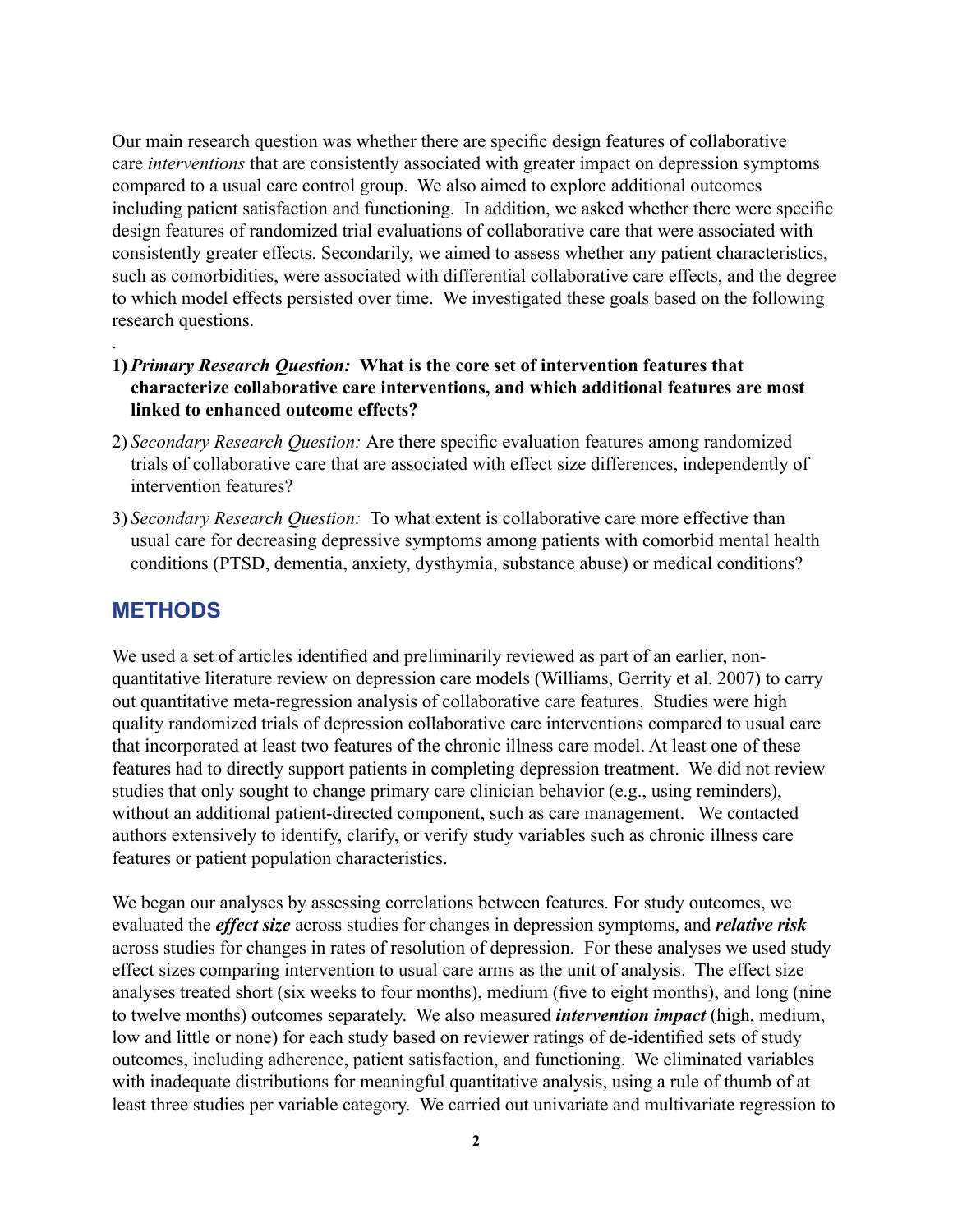Our main research question was whether there are specific design features of collaborative care *interventions* that are consistently associated with greater impact on depression symptoms compared to a usual care control group. We also aimed to explore additional outcomes including patient satisfaction and functioning. In addition, we asked whether there were specific design features of randomized trial evaluations of collaborative care that were associated with consistently greater effects. Secondarily, we aimed to assess whether any patient characteristics, such as comorbidities, were associated with differential collaborative care effects, and the degree to which model effects persisted over time. We investigated these goals based on the following research questions.

.

1) ***Primary Research Question:* What is the core set of intervention features that characterize collaborative care interventions, and which additional features are most linked to enhanced outcome effects?**

2) *Secondary Research Question:* Are there specific evaluation features among randomized trials of collaborative care that are associated with effect size differences, independently of intervention features?

3) *Secondary Research Question:* To what extent is collaborative care more effective than usual care for decreasing depressive symptoms among patients with comorbid mental health conditions (PTSD, dementia, anxiety, dysthymia, substance abuse) or medical conditions?

## METHODS

We used a set of articles identified and preliminarily reviewed as part of an earlier, non-quantitative literature review on depression care models (Williams, Gerrity et al. 2007) to carry out quantitative meta-regression analysis of collaborative care features. Studies were high quality randomized trials of depression collaborative care interventions compared to usual care that incorporated at least two features of the chronic illness care model. At least one of these features had to directly support patients in completing depression treatment. We did not review studies that only sought to change primary care clinician behavior (e.g., using reminders), without an additional patient-directed component, such as care management. We contacted authors extensively to identify, clarify, or verify study variables such as chronic illness care features or patient population characteristics.

We began our analyses by assessing correlations between features. For study outcomes, we evaluated the ***effect size*** across studies for changes in depression symptoms, and ***relative risk*** across studies for changes in rates of resolution of depression. For these analyses we used study effect sizes comparing intervention to usual care arms as the unit of analysis. The effect size analyses treated short (six weeks to four months), medium (five to eight months), and long (nine to twelve months) outcomes separately. We also measured ***intervention impact*** (high, medium, low and little or none) for each study based on reviewer ratings of de-identified sets of study outcomes, including adherence, patient satisfaction, and functioning. We eliminated variables with inadequate distributions for meaningful quantitative analysis, using a rule of thumb of at least three studies per variable category. We carried out univariate and multivariate regression to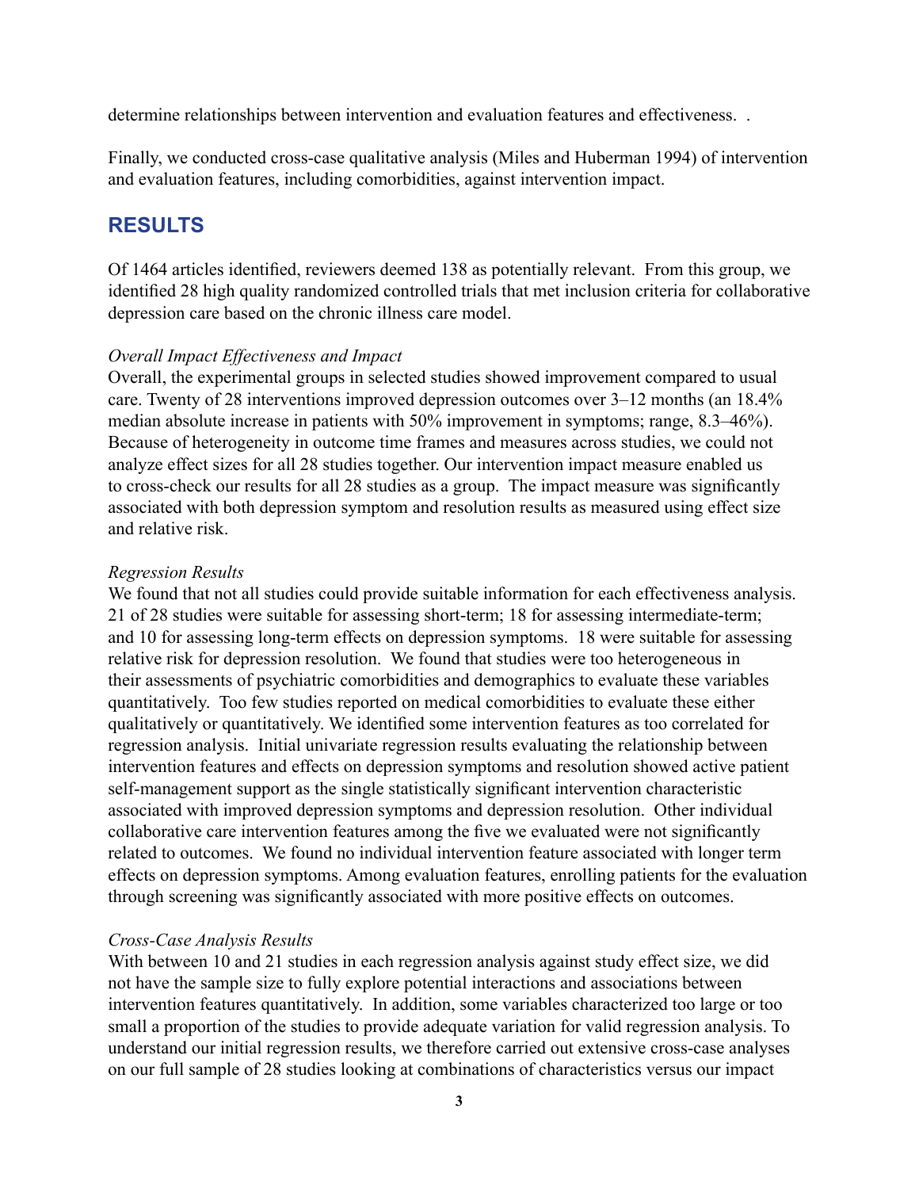determine relationships between intervention and evaluation features and effectiveness. .

Finally, we conducted cross-case qualitative analysis (Miles and Huberman 1994) of intervention and evaluation features, including comorbidities, against intervention impact.

## RESULTS

Of 1464 articles identified, reviewers deemed 138 as potentially relevant. From this group, we identified 28 high quality randomized controlled trials that met inclusion criteria for collaborative depression care based on the chronic illness care model.

*Overall Impact Effectiveness and Impact*

Overall, the experimental groups in selected studies showed improvement compared to usual care. Twenty of 28 interventions improved depression outcomes over 3–12 months (an 18.4% median absolute increase in patients with 50% improvement in symptoms; range, 8.3–46%). Because of heterogeneity in outcome time frames and measures across studies, we could not analyze effect sizes for all 28 studies together. Our intervention impact measure enabled us to cross-check our results for all 28 studies as a group. The impact measure was significantly associated with both depression symptom and resolution results as measured using effect size and relative risk.

*Regression Results*

We found that not all studies could provide suitable information for each effectiveness analysis. 21 of 28 studies were suitable for assessing short-term; 18 for assessing intermediate-term; and 10 for assessing long-term effects on depression symptoms. 18 were suitable for assessing relative risk for depression resolution. We found that studies were too heterogeneous in their assessments of psychiatric comorbidities and demographics to evaluate these variables quantitatively. Too few studies reported on medical comorbidities to evaluate these either qualitatively or quantitatively. We identified some intervention features as too correlated for regression analysis. Initial univariate regression results evaluating the relationship between intervention features and effects on depression symptoms and resolution showed active patient self-management support as the single statistically significant intervention characteristic associated with improved depression symptoms and depression resolution. Other individual collaborative care intervention features among the five we evaluated were not significantly related to outcomes. We found no individual intervention feature associated with longer term effects on depression symptoms. Among evaluation features, enrolling patients for the evaluation through screening was significantly associated with more positive effects on outcomes.

*Cross-Case Analysis Results*

With between 10 and 21 studies in each regression analysis against study effect size, we did not have the sample size to fully explore potential interactions and associations between intervention features quantitatively. In addition, some variables characterized too large or too small a proportion of the studies to provide adequate variation for valid regression analysis. To understand our initial regression results, we therefore carried out extensive cross-case analyses on our full sample of 28 studies looking at combinations of characteristics versus our impact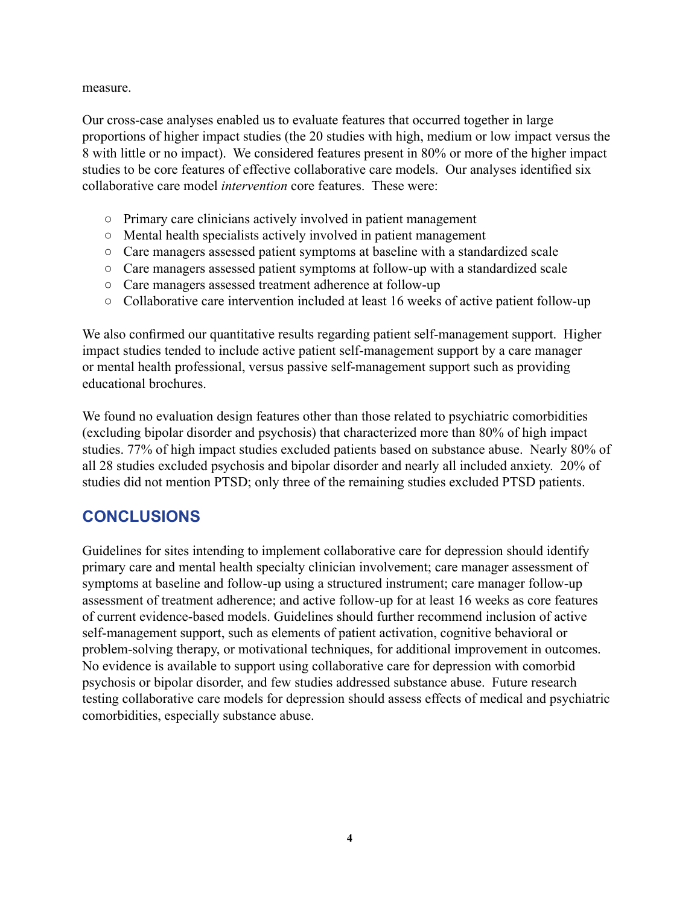measure.

Our cross-case analyses enabled us to evaluate features that occurred together in large proportions of higher impact studies (the 20 studies with high, medium or low impact versus the 8 with little or no impact). We considered features present in 80% or more of the higher impact studies to be core features of effective collaborative care models. Our analyses identified six collaborative care model *intervention* core features. These were:

- Primary care clinicians actively involved in patient management
- Mental health specialists actively involved in patient management
- Care managers assessed patient symptoms at baseline with a standardized scale
- Care managers assessed patient symptoms at follow-up with a standardized scale
- Care managers assessed treatment adherence at follow-up
- Collaborative care intervention included at least 16 weeks of active patient follow-up

We also confirmed our quantitative results regarding patient self-management support. Higher impact studies tended to include active patient self-management support by a care manager or mental health professional, versus passive self-management support such as providing educational brochures.

We found no evaluation design features other than those related to psychiatric comorbidities (excluding bipolar disorder and psychosis) that characterized more than 80% of high impact studies. 77% of high impact studies excluded patients based on substance abuse. Nearly 80% of all 28 studies excluded psychosis and bipolar disorder and nearly all included anxiety. 20% of studies did not mention PTSD; only three of the remaining studies excluded PTSD patients.

## CONCLUSIONS

Guidelines for sites intending to implement collaborative care for depression should identify primary care and mental health specialty clinician involvement; care manager assessment of symptoms at baseline and follow-up using a structured instrument; care manager follow-up assessment of treatment adherence; and active follow-up for at least 16 weeks as core features of current evidence-based models. Guidelines should further recommend inclusion of active self-management support, such as elements of patient activation, cognitive behavioral or problem-solving therapy, or motivational techniques, for additional improvement in outcomes. No evidence is available to support using collaborative care for depression with comorbid psychosis or bipolar disorder, and few studies addressed substance abuse. Future research testing collaborative care models for depression should assess effects of medical and psychiatric comorbidities, especially substance abuse.